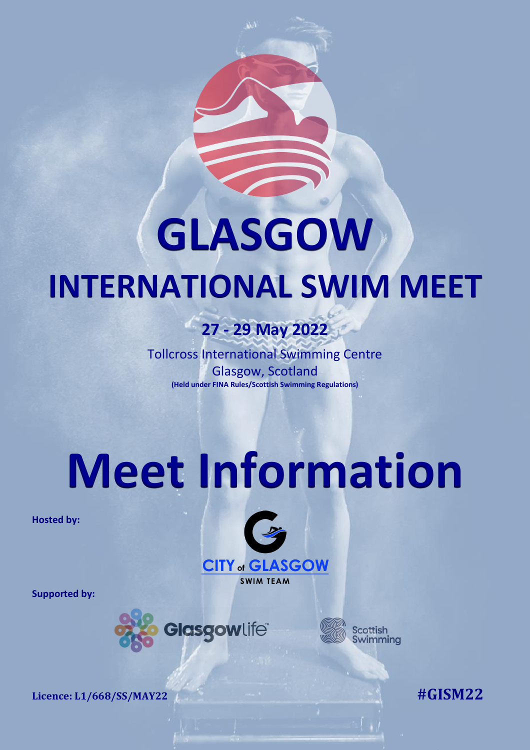# GLASGOW

# INTERNATIONAL SWIM MEET

**27 - 29 May 2022**

Tollcross International Swimming Centre

Glasgow, Scotland

**(Held under FINA Rules/Scottish Swimming Regulations)**

# Meet Information

**Hosted by:**

CITY of GLASGOW SWIM TEAM

**Supported by:**

Glasgowlife

Scottish Swimming

**Licence: L1/668/SS/MAY22**

**#GISM22**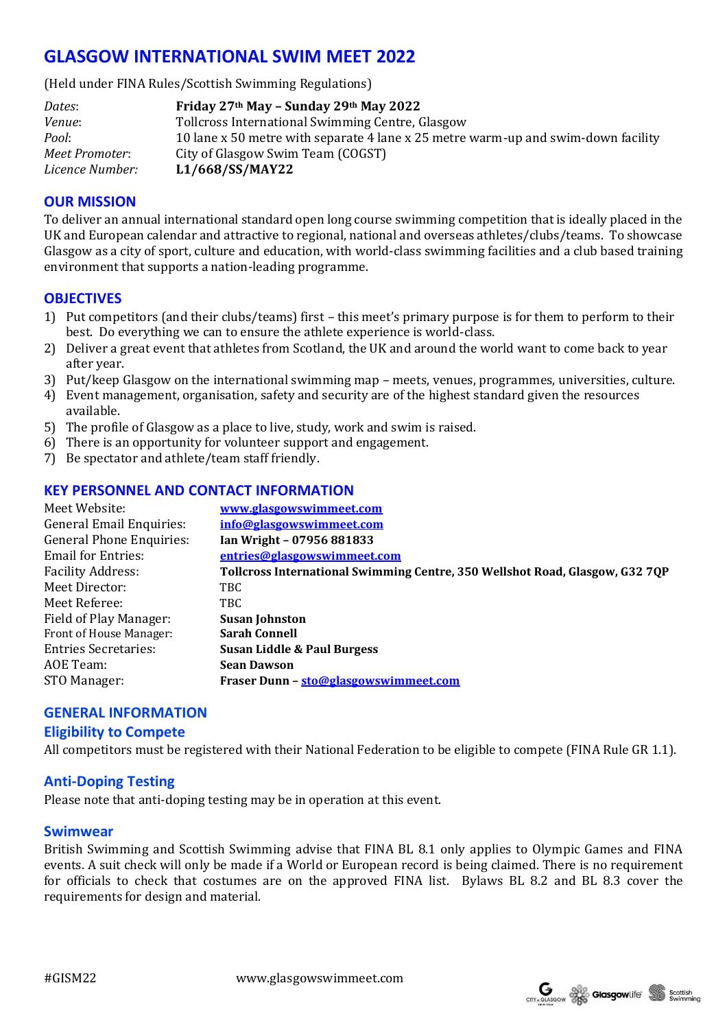# GLASGOW INTERNATIONAL SWIM MEET 2022

(Held under FINA Rules/Scottish Swimming Regulations)

| | |
|---|---|
| *Dates*: | **Friday 27th May – Sunday 29th May 2022** |
| *Venue*: | Tollcross International Swimming Centre, Glasgow |
| *Pool*: | 10 lane x 50 metre with separate 4 lane x 25 metre warm-up and swim-down facility |
| *Meet Promoter*: | City of Glasgow Swim Team (COGST) |
| *Licence Number:* | **L1/668/SS/MAY22** |

## OUR MISSION

To deliver an annual international standard open long course swimming competition that is ideally placed in the UK and European calendar and attractive to regional, national and overseas athletes/clubs/teams. To showcase Glasgow as a city of sport, culture and education, with world-class swimming facilities and a club based training environment that supports a nation-leading programme.

## OBJECTIVES

1) Put competitors (and their clubs/teams) first – this meet's primary purpose is for them to perform to their best. Do everything we can to ensure the athlete experience is world-class.
2) Deliver a great event that athletes from Scotland, the UK and around the world want to come back to year after year.
3) Put/keep Glasgow on the international swimming map – meets, venues, programmes, universities, culture.
4) Event management, organisation, safety and security are of the highest standard given the resources available.
5) The profile of Glasgow as a place to live, study, work and swim is raised.
6) There is an opportunity for volunteer support and engagement.
7) Be spectator and athlete/team staff friendly.

## KEY PERSONNEL AND CONTACT INFORMATION

| | |
|---|---|
| Meet Website: | **www.glasgowswimmeet.com** |
| General Email Enquiries: | **info@glasgowswimmeet.com** |
| General Phone Enquiries: | **Ian Wright – 07956 881833** |
| Email for Entries: | **entries@glasgowswimmeet.com** |
| Facility Address: | **Tollcross International Swimming Centre, 350 Wellshot Road, Glasgow, G32 7QP** |
| Meet Director: | TBC |
| Meet Referee: | TBC |
| Field of Play Manager: | **Susan Johnston** |
| Front of House Manager: | **Sarah Connell** |
| Entries Secretaries: | **Susan Liddle & Paul Burgess** |
| AOE Team: | **Sean Dawson** |
| STO Manager: | **Fraser Dunn – sto@glasgowswimmeet.com** |

## GENERAL INFORMATION

### Eligibility to Compete

All competitors must be registered with their National Federation to be eligible to compete (FINA Rule GR 1.1).

### Anti-Doping Testing

Please note that anti-doping testing may be in operation at this event.

### Swimwear

British Swimming and Scottish Swimming advise that FINA BL 8.1 only applies to Olympic Games and FINA events. A suit check will only be made if a World or European record is being claimed. There is no requirement for officials to check that costumes are on the approved FINA list. Bylaws BL 8.2 and BL 8.3 cover the requirements for design and material.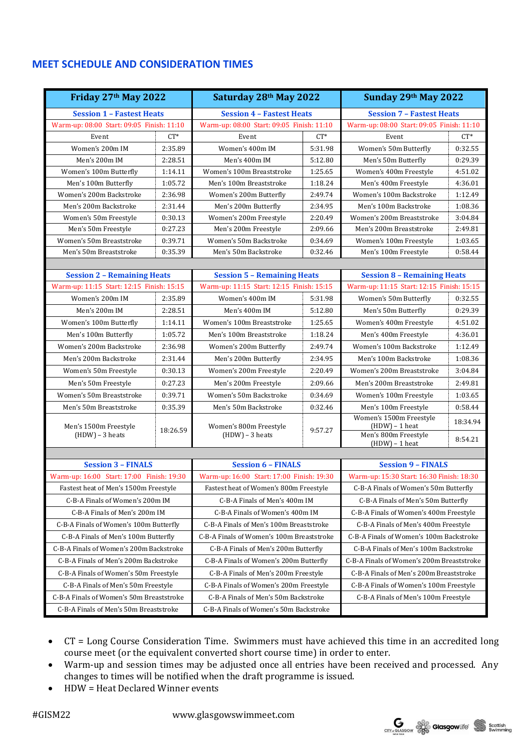## MEET SCHEDULE AND CONSIDERATION TIMES

| Friday 27th May 2022 | | Saturday 28th May 2022 | | Sunday 29th May 2022 | |
|---|---|---|---|---|---|
| **Session 1 – Fastest Heats** | | **Session 4 – Fastest Heats** | | **Session 7 – Fastest Heats** | |
| Warm-up: 08:00 Start: 09:05 Finish: 11:10 | | Warm-up: 08:00 Start: 09:05 Finish: 11:10 | | Warm-up: 08:00 Start: 09:05 Finish: 11:10 | |
| Event | CT* | Event | CT* | Event | CT* |
| Women's 200m IM | 2:35.89 | Women's 400m IM | 5:31.98 | Women's 50m Butterfly | 0:32.55 |
| Men's 200m IM | 2:28.51 | Men's 400m IM | 5:12.80 | Men's 50m Butterfly | 0:29.39 |
| Women's 100m Butterfly | 1:14.11 | Women's 100m Breaststroke | 1:25.65 | Women's 400m Freestyle | 4:51.02 |
| Men's 100m Butterfly | 1:05.72 | Men's 100m Breaststroke | 1:18.24 | Men's 400m Freestyle | 4:36.01 |
| Women's 200m Backstroke | 2:36.98 | Women's 200m Butterfly | 2:49.74 | Women's 100m Backstroke | 1:12.49 |
| Men's 200m Backstroke | 2:31.44 | Men's 200m Butterfly | 2:34.95 | Men's 100m Backstroke | 1:08.36 |
| Women's 50m Freestyle | 0:30.13 | Women's 200m Freestyle | 2:20.49 | Women's 200m Breaststroke | 3:04.84 |
| Men's 50m Freestyle | 0:27.23 | Men's 200m Freestyle | 2:09.66 | Men's 200m Breaststroke | 2:49.81 |
| Women's 50m Breaststroke | 0:39.71 | Women's 50m Backstroke | 0:34.69 | Women's 100m Freestyle | 1:03.65 |
| Men's 50m Breaststroke | 0:35.39 | Men's 50m Backstroke | 0:32.46 | Men's 100m Freestyle | 0:58.44 |
| **Session 2 – Remaining Heats** | | **Session 5 – Remaining Heats** | | **Session 8 – Remaining Heats** | |
| Warm-up: 11:15 Start: 12:15 Finish: 15:15 | | Warm-up: 11:15 Start: 12:15 Finish: 15:15 | | Warm-up: 11:15 Start: 12:15 Finish: 15:15 | |
| Women's 200m IM | 2:35.89 | Women's 400m IM | 5:31.98 | Women's 50m Butterfly | 0:32.55 |
| Men's 200m IM | 2:28.51 | Men's 400m IM | 5:12.80 | Men's 50m Butterfly | 0:29.39 |
| Women's 100m Butterfly | 1:14.11 | Women's 100m Breaststroke | 1:25.65 | Women's 400m Freestyle | 4:51.02 |
| Men's 100m Butterfly | 1:05.72 | Men's 100m Breaststroke | 1:18.24 | Men's 400m Freestyle | 4:36.01 |
| Women's 200m Backstroke | 2:36.98 | Women's 200m Butterfly | 2:49.74 | Women's 100m Backstroke | 1:12.49 |
| Men's 200m Backstroke | 2:31.44 | Men's 200m Butterfly | 2:34.95 | Men's 100m Backstroke | 1:08.36 |
| Women's 50m Freestyle | 0:30.13 | Women's 200m Freestyle | 2:20.49 | Women's 200m Breaststroke | 3:04.84 |
| Men's 50m Freestyle | 0:27.23 | Men's 200m Freestyle | 2:09.66 | Men's 200m Breaststroke | 2:49.81 |
| Women's 50m Breaststroke | 0:39.71 | Women's 50m Backstroke | 0:34.69 | Women's 100m Freestyle | 1:03.65 |
| Men's 50m Breaststroke | 0:35.39 | Men's 50m Backstroke | 0:32.46 | Men's 100m Freestyle | 0:58.44 |
| Men's 1500m Freestyle (HDW) – 3 heats | 18:26.59 | Women's 800m Freestyle (HDW) – 3 heats | 9:57.27 | Women's 1500m Freestyle (HDW) – 1 heat | 18:34.94 |
| | | | | Men's 800m Freestyle (HDW) – 1 heat | 8:54.21 |
| **Session 3 – FINALS** | | **Session 6 – FINALS** | | **Session 9 – FINALS** | |
| Warm-up: 16:00 Start: 17:00 Finish: 19:30 | | Warm-up: 16:00 Start: 17:00 Finish: 19:30 | | Warm-up: 15:30 Start: 16:30 Finish: 18:30 | |
| Fastest heat of Men's 1500m Freestyle | | Fastest heat of Women's 800m Freestyle | | C-B-A Finals of Women's 50m Butterfly | |
| C-B-A Finals of Women's 200m IM | | C-B-A Finals of Men's 400m IM | | C-B-A Finals of Men's 50m Butterfly | |
| C-B-A Finals of Men's 200m IM | | C-B-A Finals of Women's 400m IM | | C-B-A Finals of Women's 400m Freestyle | |
| C-B-A Finals of Women's 100m Butterfly | | C-B-A Finals of Men's 100m Breaststroke | | C-B-A Finals of Men's 400m Freestyle | |
| C-B-A Finals of Men's 100m Butterfly | | C-B-A Finals of Women's 100m Breaststroke | | C-B-A Finals of Women's 100m Backstroke | |
| C-B-A Finals of Women's 200m Backstroke | | C-B-A Finals of Men's 200m Butterfly | | C-B-A Finals of Men's 100m Backstroke | |
| C-B-A Finals of Men's 200m Backstroke | | C-B-A Finals of Women's 200m Butterfly | | C-B-A Finals of Women's 200m Breaststroke | |
| C-B-A Finals of Women's 50m Freestyle | | C-B-A Finals of Men's 200m Freestyle | | C-B-A Finals of Men's 200m Breaststroke | |
| C-B-A Finals of Men's 50m Freestyle | | C-B-A Finals of Women's 200m Freestyle | | C-B-A Finals of Women's 100m Freestyle | |
| C-B-A Finals of Women's 50m Breaststroke | | C-B-A Finals of Men's 50m Backstroke | | C-B-A Finals of Men's 100m Freestyle | |
| C-B-A Finals of Men's 50m Breaststroke | | C-B-A Finals of Women's 50m Backstroke | | | |

- CT = Long Course Consideration Time. Swimmers must have achieved this time in an accredited long course meet (or the equivalent converted short course time) in order to enter.
- Warm-up and session times may be adjusted once all entries have been received and processed. Any changes to times will be notified when the draft programme is issued.
- HDW = Heat Declared Winner events

#GISM22 www.glasgowswimmeet.com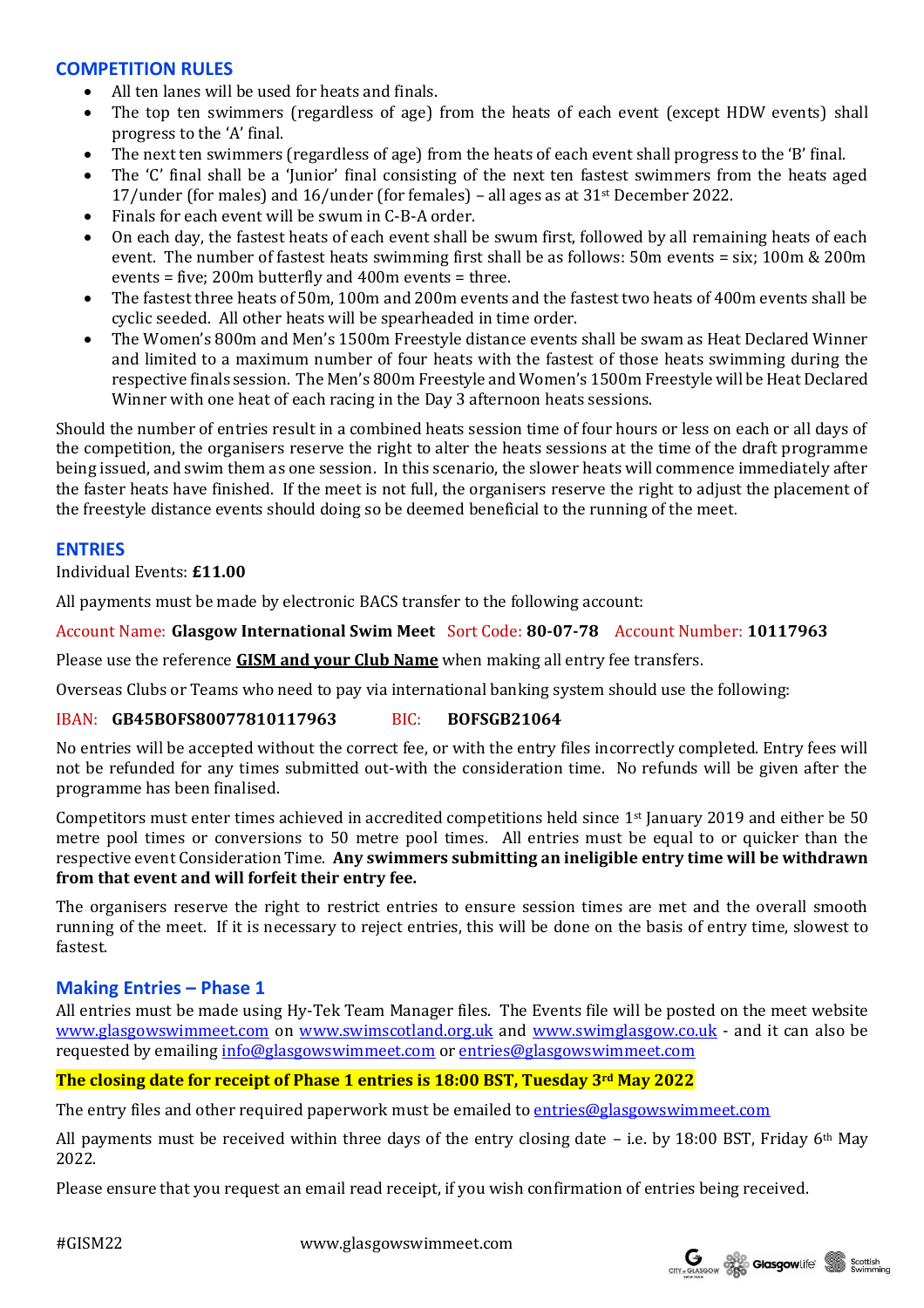## COMPETITION RULES

- All ten lanes will be used for heats and finals.
- The top ten swimmers (regardless of age) from the heats of each event (except HDW events) shall progress to the 'A' final.
- The next ten swimmers (regardless of age) from the heats of each event shall progress to the 'B' final.
- The 'C' final shall be a 'Junior' final consisting of the next ten fastest swimmers from the heats aged 17/under (for males) and 16/under (for females) – all ages as at 31st December 2022.
- Finals for each event will be swum in C-B-A order.
- On each day, the fastest heats of each event shall be swum first, followed by all remaining heats of each event. The number of fastest heats swimming first shall be as follows: 50m events = six; 100m & 200m events = five; 200m butterfly and 400m events = three.
- The fastest three heats of 50m, 100m and 200m events and the fastest two heats of 400m events shall be cyclic seeded. All other heats will be spearheaded in time order.
- The Women's 800m and Men's 1500m Freestyle distance events shall be swam as Heat Declared Winner and limited to a maximum number of four heats with the fastest of those heats swimming during the respective finals session. The Men's 800m Freestyle and Women's 1500m Freestyle will be Heat Declared Winner with one heat of each racing in the Day 3 afternoon heats sessions.

Should the number of entries result in a combined heats session time of four hours or less on each or all days of the competition, the organisers reserve the right to alter the heats sessions at the time of the draft programme being issued, and swim them as one session. In this scenario, the slower heats will commence immediately after the faster heats have finished. If the meet is not full, the organisers reserve the right to adjust the placement of the freestyle distance events should doing so be deemed beneficial to the running of the meet.

## ENTRIES

Individual Events: **£11.00**

All payments must be made by electronic BACS transfer to the following account:

Account Name: **Glasgow International Swim Meet** Sort Code: **80-07-78** Account Number: **10117963**

Please use the reference **GISM and your Club Name** when making all entry fee transfers.

Overseas Clubs or Teams who need to pay via international banking system should use the following:

IBAN: **GB45BOFS80077810117963** BIC: **BOFSGB21064**

No entries will be accepted without the correct fee, or with the entry files incorrectly completed. Entry fees will not be refunded for any times submitted out-with the consideration time. No refunds will be given after the programme has been finalised.

Competitors must enter times achieved in accredited competitions held since 1st January 2019 and either be 50 metre pool times or conversions to 50 metre pool times. All entries must be equal to or quicker than the respective event Consideration Time. **Any swimmers submitting an ineligible entry time will be withdrawn from that event and will forfeit their entry fee.**

The organisers reserve the right to restrict entries to ensure session times are met and the overall smooth running of the meet. If it is necessary to reject entries, this will be done on the basis of entry time, slowest to fastest.

## Making Entries – Phase 1

All entries must be made using Hy-Tek Team Manager files. The Events file will be posted on the meet website www.glasgowswimmeet.com on www.swimscotland.org.uk and www.swimglasgow.co.uk - and it can also be requested by emailing info@glasgowswimmeet.com or entries@glasgowswimmeet.com

**The closing date for receipt of Phase 1 entries is 18:00 BST, Tuesday 3rd May 2022**

The entry files and other required paperwork must be emailed to entries@glasgowswimmeet.com

All payments must be received within three days of the entry closing date – i.e. by 18:00 BST, Friday 6th May 2022.

Please ensure that you request an email read receipt, if you wish confirmation of entries being received.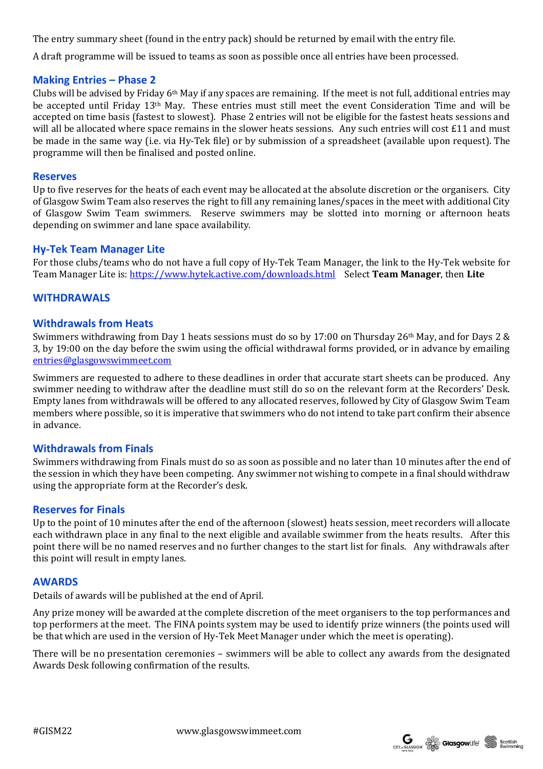The entry summary sheet (found in the entry pack) should be returned by email with the entry file.

A draft programme will be issued to teams as soon as possible once all entries have been processed.

### Making Entries – Phase 2

Clubs will be advised by Friday 6th May if any spaces are remaining. If the meet is not full, additional entries may be accepted until Friday 13th May. These entries must still meet the event Consideration Time and will be accepted on time basis (fastest to slowest). Phase 2 entries will not be eligible for the fastest heats sessions and will all be allocated where space remains in the slower heats sessions. Any such entries will cost £11 and must be made in the same way (i.e. via Hy-Tek file) or by submission of a spreadsheet (available upon request). The programme will then be finalised and posted online.

### Reserves

Up to five reserves for the heats of each event may be allocated at the absolute discretion or the organisers. City of Glasgow Swim Team also reserves the right to fill any remaining lanes/spaces in the meet with additional City of Glasgow Swim Team swimmers. Reserve swimmers may be slotted into morning or afternoon heats depending on swimmer and lane space availability.

### Hy-Tek Team Manager Lite

For those clubs/teams who do not have a full copy of Hy-Tek Team Manager, the link to the Hy-Tek website for Team Manager Lite is: https://www.hytek.active.com/downloads.html Select **Team Manager**, then **Lite**

## WITHDRAWALS

### Withdrawals from Heats

Swimmers withdrawing from Day 1 heats sessions must do so by 17:00 on Thursday 26th May, and for Days 2 & 3, by 19:00 on the day before the swim using the official withdrawal forms provided, or in advance by emailing entries@glasgowswimmeet.com

Swimmers are requested to adhere to these deadlines in order that accurate start sheets can be produced. Any swimmer needing to withdraw after the deadline must still do so on the relevant form at the Recorders' Desk. Empty lanes from withdrawals will be offered to any allocated reserves, followed by City of Glasgow Swim Team members where possible, so it is imperative that swimmers who do not intend to take part confirm their absence in advance.

### Withdrawals from Finals

Swimmers withdrawing from Finals must do so as soon as possible and no later than 10 minutes after the end of the session in which they have been competing. Any swimmer not wishing to compete in a final should withdraw using the appropriate form at the Recorder's desk.

### Reserves for Finals

Up to the point of 10 minutes after the end of the afternoon (slowest) heats session, meet recorders will allocate each withdrawn place in any final to the next eligible and available swimmer from the heats results. After this point there will be no named reserves and no further changes to the start list for finals. Any withdrawals after this point will result in empty lanes.

## AWARDS

Details of awards will be published at the end of April.

Any prize money will be awarded at the complete discretion of the meet organisers to the top performances and top performers at the meet. The FINA points system may be used to identify prize winners (the points used will be that which are used in the version of Hy-Tek Meet Manager under which the meet is operating).

There will be no presentation ceremonies – swimmers will be able to collect any awards from the designated Awards Desk following confirmation of the results.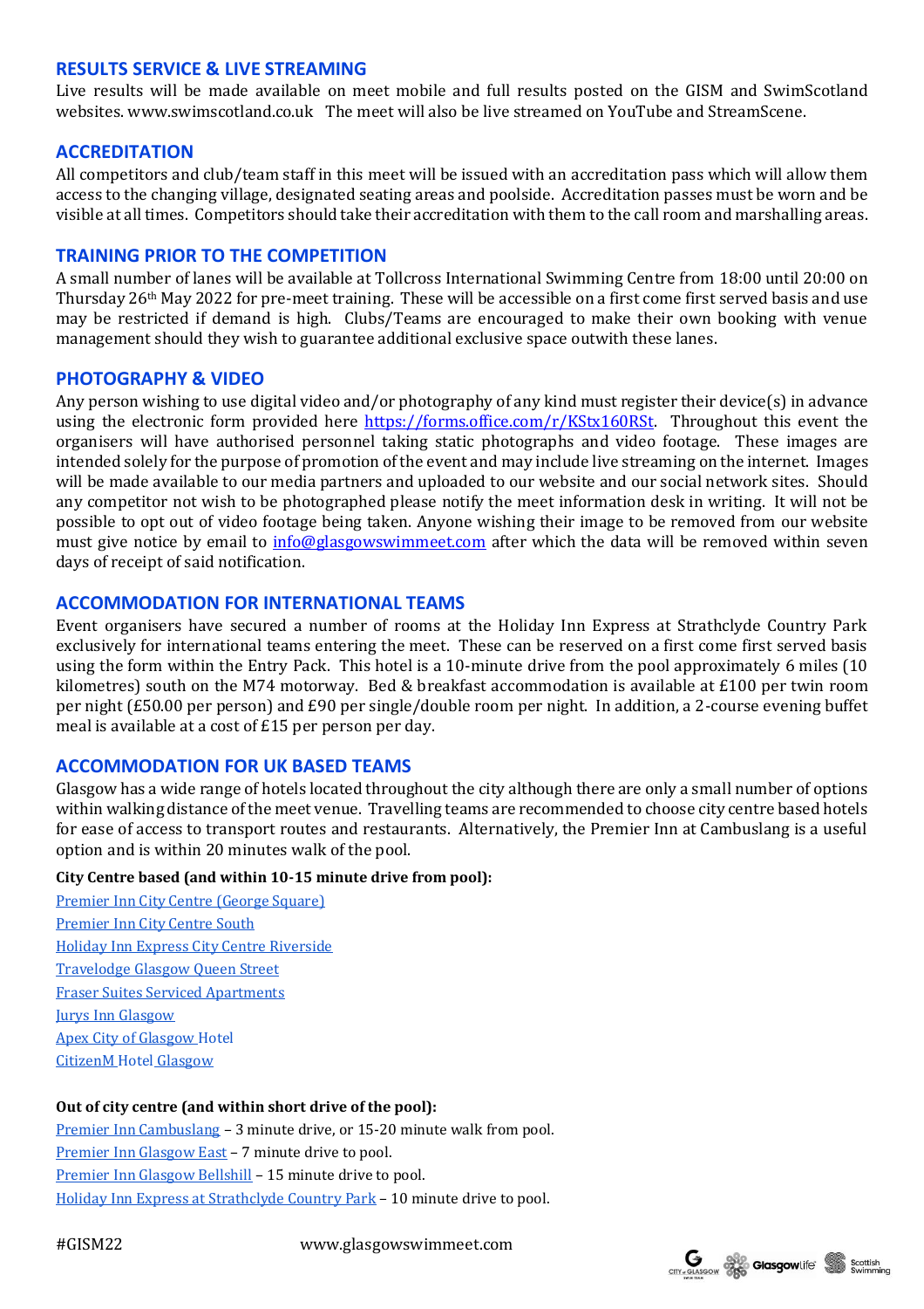## RESULTS SERVICE & LIVE STREAMING

Live results will be made available on meet mobile and full results posted on the GISM and SwimScotland websites. www.swimscotland.co.uk The meet will also be live streamed on YouTube and StreamScene.

## ACCREDITATION

All competitors and club/team staff in this meet will be issued with an accreditation pass which will allow them access to the changing village, designated seating areas and poolside. Accreditation passes must be worn and be visible at all times. Competitors should take their accreditation with them to the call room and marshalling areas.

## TRAINING PRIOR TO THE COMPETITION

A small number of lanes will be available at Tollcross International Swimming Centre from 18:00 until 20:00 on Thursday 26th May 2022 for pre-meet training. These will be accessible on a first come first served basis and use may be restricted if demand is high. Clubs/Teams are encouraged to make their own booking with venue management should they wish to guarantee additional exclusive space outwith these lanes.

## PHOTOGRAPHY & VIDEO

Any person wishing to use digital video and/or photography of any kind must register their device(s) in advance using the electronic form provided here https://forms.office.com/r/KStx160RSt. Throughout this event the organisers will have authorised personnel taking static photographs and video footage. These images are intended solely for the purpose of promotion of the event and may include live streaming on the internet. Images will be made available to our media partners and uploaded to our website and our social network sites. Should any competitor not wish to be photographed please notify the meet information desk in writing. It will not be possible to opt out of video footage being taken. Anyone wishing their image to be removed from our website must give notice by email to info@glasgowswimmeet.com after which the data will be removed within seven days of receipt of said notification.

## ACCOMMODATION FOR INTERNATIONAL TEAMS

Event organisers have secured a number of rooms at the Holiday Inn Express at Strathclyde Country Park exclusively for international teams entering the meet. These can be reserved on a first come first served basis using the form within the Entry Pack. This hotel is a 10-minute drive from the pool approximately 6 miles (10 kilometres) south on the M74 motorway. Bed & breakfast accommodation is available at £100 per twin room per night (£50.00 per person) and £90 per single/double room per night. In addition, a 2-course evening buffet meal is available at a cost of £15 per person per day.

## ACCOMMODATION FOR UK BASED TEAMS

Glasgow has a wide range of hotels located throughout the city although there are only a small number of options within walking distance of the meet venue. Travelling teams are recommended to choose city centre based hotels for ease of access to transport routes and restaurants. Alternatively, the Premier Inn at Cambuslang is a useful option and is within 20 minutes walk of the pool.

**City Centre based (and within 10-15 minute drive from pool):**

Premier Inn City Centre (George Square)
Premier Inn City Centre South
Holiday Inn Express City Centre Riverside
Travelodge Glasgow Queen Street
Fraser Suites Serviced Apartments
Jurys Inn Glasgow
Apex City of Glasgow Hotel
CitizenM Hotel Glasgow

**Out of city centre (and within short drive of the pool):**

Premier Inn Cambuslang – 3 minute drive, or 15-20 minute walk from pool.
Premier Inn Glasgow East – 7 minute drive to pool.
Premier Inn Glasgow Bellshill – 15 minute drive to pool.
Holiday Inn Express at Strathclyde Country Park – 10 minute drive to pool.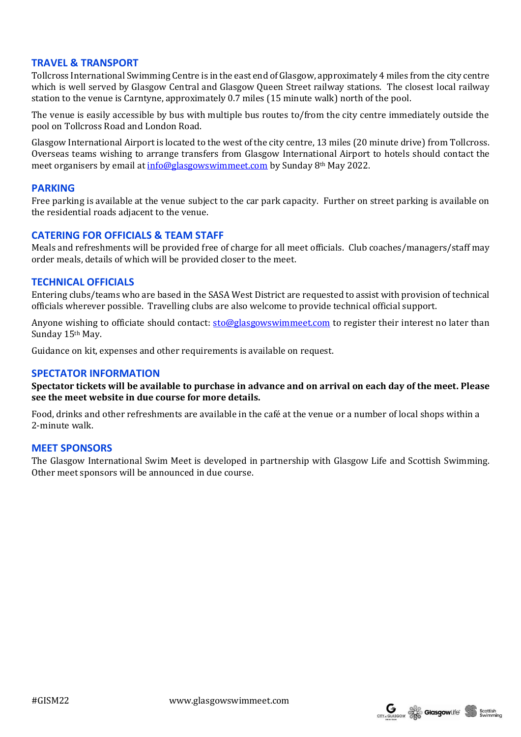## TRAVEL & TRANSPORT

Tollcross International Swimming Centre is in the east end of Glasgow, approximately 4 miles from the city centre which is well served by Glasgow Central and Glasgow Queen Street railway stations. The closest local railway station to the venue is Carntyne, approximately 0.7 miles (15 minute walk) north of the pool.

The venue is easily accessible by bus with multiple bus routes to/from the city centre immediately outside the pool on Tollcross Road and London Road.

Glasgow International Airport is located to the west of the city centre, 13 miles (20 minute drive) from Tollcross. Overseas teams wishing to arrange transfers from Glasgow International Airport to hotels should contact the meet organisers by email at info@glasgowswimmeet.com by Sunday 8th May 2022.

## PARKING

Free parking is available at the venue subject to the car park capacity. Further on street parking is available on the residential roads adjacent to the venue.

## CATERING FOR OFFICIALS & TEAM STAFF

Meals and refreshments will be provided free of charge for all meet officials. Club coaches/managers/staff may order meals, details of which will be provided closer to the meet.

## TECHNICAL OFFICIALS

Entering clubs/teams who are based in the SASA West District are requested to assist with provision of technical officials wherever possible. Travelling clubs are also welcome to provide technical official support.

Anyone wishing to officiate should contact: sto@glasgowswimmeet.com to register their interest no later than Sunday 15th May.

Guidance on kit, expenses and other requirements is available on request.

## SPECTATOR INFORMATION

**Spectator tickets will be available to purchase in advance and on arrival on each day of the meet. Please see the meet website in due course for more details.**

Food, drinks and other refreshments are available in the café at the venue or a number of local shops within a 2-minute walk.

## MEET SPONSORS

The Glasgow International Swim Meet is developed in partnership with Glasgow Life and Scottish Swimming. Other meet sponsors will be announced in due course.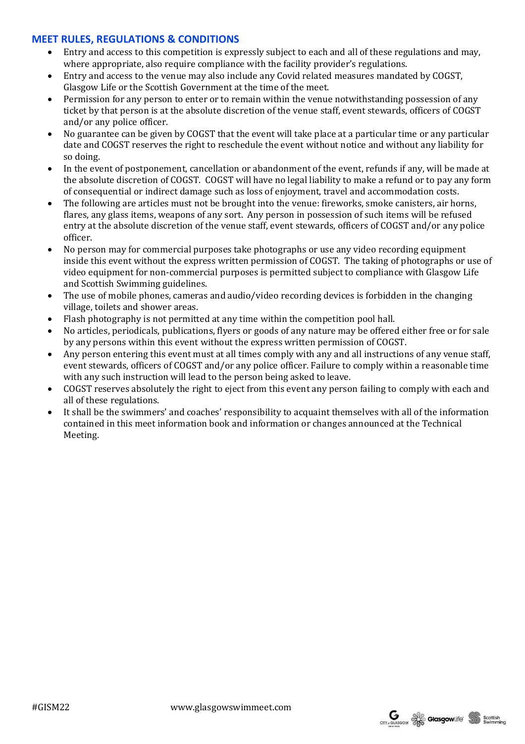## MEET RULES, REGULATIONS & CONDITIONS

- Entry and access to this competition is expressly subject to each and all of these regulations and may, where appropriate, also require compliance with the facility provider's regulations.
- Entry and access to the venue may also include any Covid related measures mandated by COGST, Glasgow Life or the Scottish Government at the time of the meet.
- Permission for any person to enter or to remain within the venue notwithstanding possession of any ticket by that person is at the absolute discretion of the venue staff, event stewards, officers of COGST and/or any police officer.
- No guarantee can be given by COGST that the event will take place at a particular time or any particular date and COGST reserves the right to reschedule the event without notice and without any liability for so doing.
- In the event of postponement, cancellation or abandonment of the event, refunds if any, will be made at the absolute discretion of COGST. COGST will have no legal liability to make a refund or to pay any form of consequential or indirect damage such as loss of enjoyment, travel and accommodation costs.
- The following are articles must not be brought into the venue: fireworks, smoke canisters, air horns, flares, any glass items, weapons of any sort. Any person in possession of such items will be refused entry at the absolute discretion of the venue staff, event stewards, officers of COGST and/or any police officer.
- No person may for commercial purposes take photographs or use any video recording equipment inside this event without the express written permission of COGST. The taking of photographs or use of video equipment for non-commercial purposes is permitted subject to compliance with Glasgow Life and Scottish Swimming guidelines.
- The use of mobile phones, cameras and audio/video recording devices is forbidden in the changing village, toilets and shower areas.
- Flash photography is not permitted at any time within the competition pool hall.
- No articles, periodicals, publications, flyers or goods of any nature may be offered either free or for sale by any persons within this event without the express written permission of COGST.
- Any person entering this event must at all times comply with any and all instructions of any venue staff, event stewards, officers of COGST and/or any police officer. Failure to comply within a reasonable time with any such instruction will lead to the person being asked to leave.
- COGST reserves absolutely the right to eject from this event any person failing to comply with each and all of these regulations.
- It shall be the swimmers' and coaches' responsibility to acquaint themselves with all of the information contained in this meet information book and information or changes announced at the Technical Meeting.